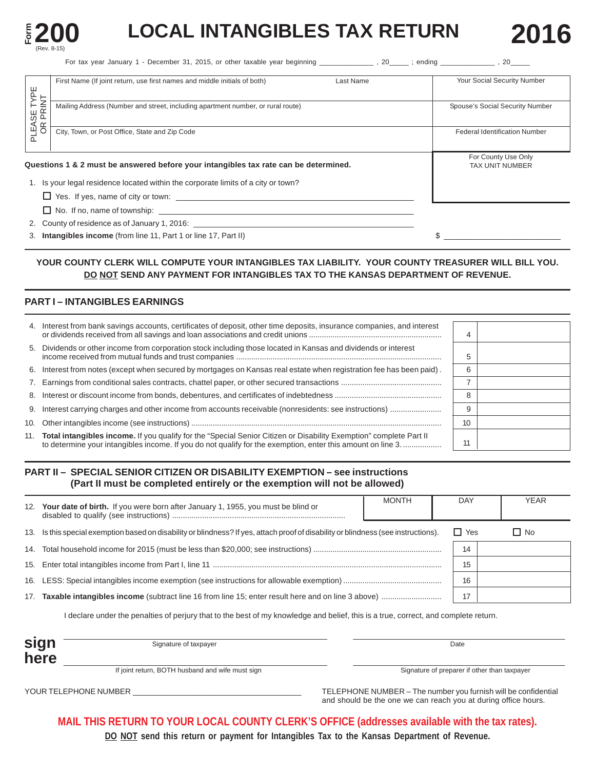# Form 200 (Rev. 8-15) LOCAL INTANGIBLES TAX RETURN 2016

For tax year January 1 - December 31, 2015, or other taxable year beginning _____________ , 20_____ ; ending _____________ , 20_____

PLEASE TYPE OR PRINT

| First Name (If joint return, use first names and middle initials of both) | Last Name | Your Social Security Number |
|---|---|---|
| Mailing Address (Number and street, including apartment number, or rural route) | | Spouse's Social Security Number |
| City, Town, or Post Office, State and Zip Code | | Federal Identification Number |

For County Use Only
TAX UNIT NUMBER

**Questions 1 & 2 must be answered before your intangibles tax rate can be determined.**

1. Is your legal residence located within the corporate limits of a city or town?
   - ☐ Yes. If yes, name of city or town: ______________________________
   - ☐ No. If no, name of township: ______________________________
2. County of residence as of January 1, 2016: ______________________________
3. **Intangibles income** (from line 11, Part 1 or line 17, Part II) $ ______________

**YOUR COUNTY CLERK WILL COMPUTE YOUR INTANGIBLES TAX LIABILITY. YOUR COUNTY TREASURER WILL BILL YOU. DO NOT SEND ANY PAYMENT FOR INTANGIBLES TAX TO THE KANSAS DEPARTMENT OF REVENUE.**

## PART I – INTANGIBLES EARNINGS

| | | Line | Amount |
|---|---|---|---|
| 4. | Interest from bank savings accounts, certificates of deposit, other time deposits, insurance companies, and interest or dividends received from all savings and loan associations and credit unions | 4 | |
| 5. | Dividends or other income from corporation stock including those located in Kansas and dividends or interest income received from mutual funds and trust companies | 5 | |
| 6. | Interest from notes (except when secured by mortgages on Kansas real estate when registration fee has been paid) | 6 | |
| 7. | Earnings from conditional sales contracts, chattel paper, or other secured transactions | 7 | |
| 8. | Interest or discount income from bonds, debentures, and certificates of indebtedness | 8 | |
| 9. | Interest carrying charges and other income from accounts receivable (nonresidents: see instructions) | 9 | |
| 10. | Other intangibles income (see instructions) | 10 | |
| 11. | **Total intangibles income.** If you qualify for the "Special Senior Citizen or Disability Exemption" complete Part II to determine your intangibles income. If you do not qualify for the exemption, enter this amount on line 3. | 11 | |

## PART II – SPECIAL SENIOR CITIZEN OR DISABILITY EXEMPTION – see instructions
### (Part II must be completed entirely or the exemption will not be allowed)

12. **Your date of birth.** If you were born after January 1, 1955, you must be blind or disabled to qualify (see instructions) MONTH ______ DAY ______ YEAR ______

13. Is this special exemption based on disability or blindness? If yes, attach proof of disability or blindness (see instructions). ☐ Yes ☐ No

| | | Line | Amount |
|---|---|---|---|
| 14. | Total household income for 2015 (must be less than $20,000; see instructions) | 14 | |
| 15. | Enter total intangibles income from Part I, line 11 | 15 | |
| 16. | LESS: Special intangibles income exemption (see instructions for allowable exemption) | 16 | |
| 17. | **Taxable intangibles income** (subtract line 16 from line 15; enter result here and on line 3 above) | 17 | |

I declare under the penalties of perjury that to the best of my knowledge and belief, this is a true, correct, and complete return.

**sign here**

______________________________ Signature of taxpayer ______________________________ Date

______________________________ If joint return, BOTH husband and wife must sign ______________________________ Signature of preparer if other than taxpayer

YOUR TELEPHONE NUMBER ______________________________

TELEPHONE NUMBER – The number you furnish will be confidential and should be the one we can reach you at during office hours.

**MAIL THIS RETURN TO YOUR LOCAL COUNTY CLERK'S OFFICE (addresses available with the tax rates).**

**DO NOT send this return or payment for Intangibles Tax to the Kansas Department of Revenue.**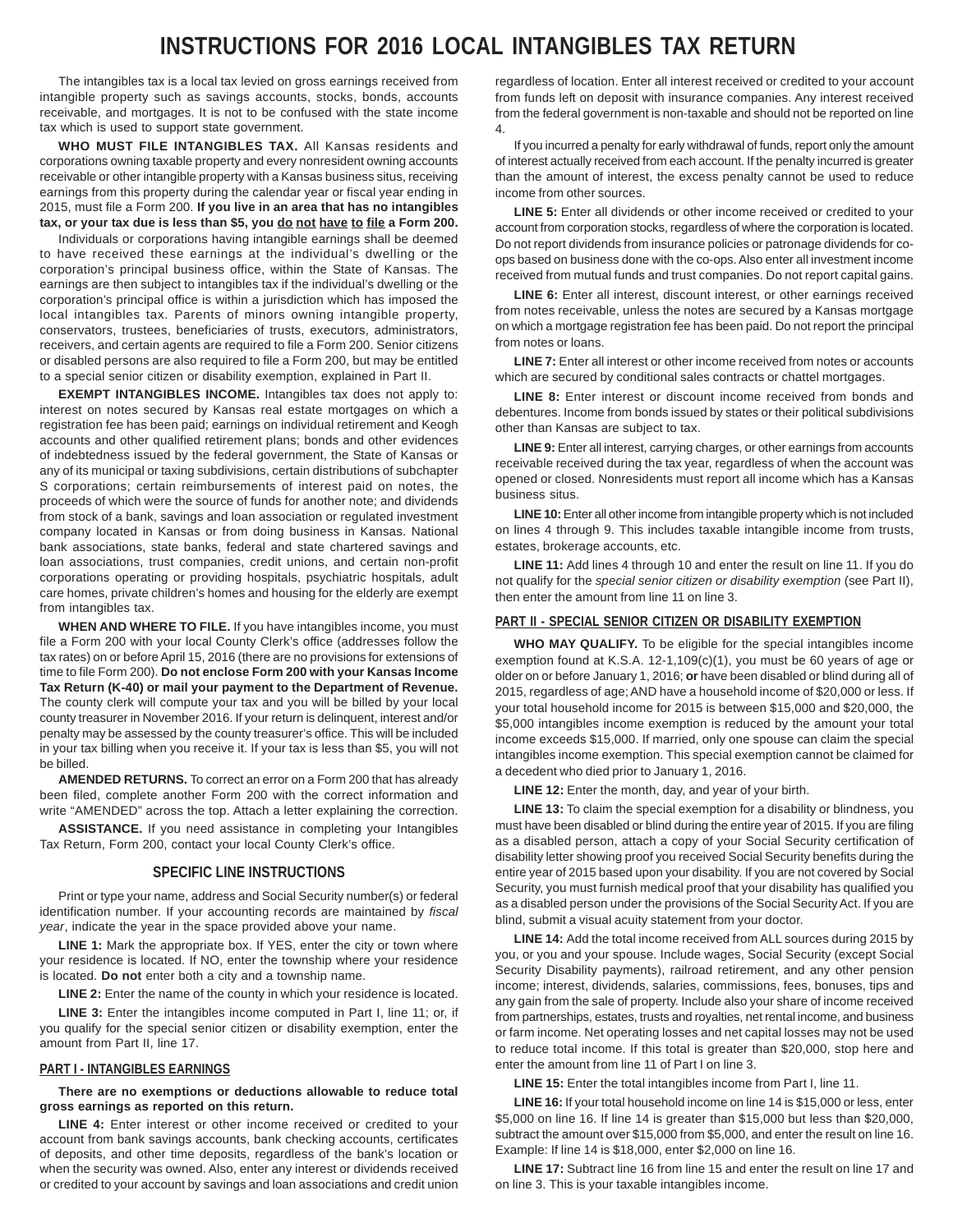# INSTRUCTIONS FOR 2016 LOCAL INTANGIBLES TAX RETURN

The intangibles tax is a local tax levied on gross earnings received from intangible property such as savings accounts, stocks, bonds, accounts receivable, and mortgages. It is not to be confused with the state income tax which is used to support state government.

**WHO MUST FILE INTANGIBLES TAX.** All Kansas residents and corporations owning taxable property and every nonresident owning accounts receivable or other intangible property with a Kansas business situs, receiving earnings from this property during the calendar year or fiscal year ending in 2015, must file a Form 200. **If you live in an area that has no intangibles tax, or your tax due is less than $5, you do not have to file a Form 200.**

Individuals or corporations having intangible earnings shall be deemed to have received these earnings at the individual's dwelling or the corporation's principal business office, within the State of Kansas. The earnings are then subject to intangibles tax if the individual's dwelling or the corporation's principal office is within a jurisdiction which has imposed the local intangibles tax. Parents of minors owning intangible property, conservators, trustees, beneficiaries of trusts, executors, administrators, receivers, and certain agents are required to file a Form 200. Senior citizens or disabled persons are also required to file a Form 200, but may be entitled to a special senior citizen or disability exemption, explained in Part II.

**EXEMPT INTANGIBLES INCOME.** Intangibles tax does not apply to: interest on notes secured by Kansas real estate mortgages on which a registration fee has been paid; earnings on individual retirement and Keogh accounts and other qualified retirement plans; bonds and other evidences of indebtedness issued by the federal government, the State of Kansas or any of its municipal or taxing subdivisions, certain distributions of subchapter S corporations; certain reimbursements of interest paid on notes, the proceeds of which were the source of funds for another note; and dividends from stock of a bank, savings and loan association or regulated investment company located in Kansas or from doing business in Kansas. National bank associations, state banks, federal and state chartered savings and loan associations, trust companies, credit unions, and certain non-profit corporations operating or providing hospitals, psychiatric hospitals, adult care homes, private children's homes and housing for the elderly are exempt from intangibles tax.

**WHEN AND WHERE TO FILE.** If you have intangibles income, you must file a Form 200 with your local County Clerk's office (addresses follow the tax rates) on or before April 15, 2016 (there are no provisions for extensions of time to file Form 200). **Do not enclose Form 200 with your Kansas Income Tax Return (K-40) or mail your payment to the Department of Revenue.** The county clerk will compute your tax and you will be billed by your local county treasurer in November 2016. If your return is delinquent, interest and/or penalty may be assessed by the county treasurer's office. This will be included in your tax billing when you receive it. If your tax is less than $5, you will not be billed.

**AMENDED RETURNS.** To correct an error on a Form 200 that has already been filed, complete another Form 200 with the correct information and write "AMENDED" across the top. Attach a letter explaining the correction.

**ASSISTANCE.** If you need assistance in completing your Intangibles Tax Return, Form 200, contact your local County Clerk's office.

## SPECIFIC LINE INSTRUCTIONS

Print or type your name, address and Social Security number(s) or federal identification number. If your accounting records are maintained by *fiscal year*, indicate the year in the space provided above your name.

**LINE 1:** Mark the appropriate box. If YES, enter the city or town where your residence is located. If NO, enter the township where your residence is located. **Do not** enter both a city and a township name.

**LINE 2:** Enter the name of the county in which your residence is located.

**LINE 3:** Enter the intangibles income computed in Part I, line 11; or, if you qualify for the special senior citizen or disability exemption, enter the amount from Part II, line 17.

### PART I - INTANGIBLES EARNINGS

**There are no exemptions or deductions allowable to reduce total gross earnings as reported on this return.**

**LINE 4:** Enter interest or other income received or credited to your account from bank savings accounts, bank checking accounts, certificates of deposits, and other time deposits, regardless of the bank's location or when the security was owned. Also, enter any interest or dividends received or credited to your account by savings and loan associations and credit union regardless of location. Enter all interest received or credited to your account from funds left on deposit with insurance companies. Any interest received from the federal government is non-taxable and should not be reported on line 4.

If you incurred a penalty for early withdrawal of funds, report only the amount of interest actually received from each account. If the penalty incurred is greater than the amount of interest, the excess penalty cannot be used to reduce income from other sources.

**LINE 5:** Enter all dividends or other income received or credited to your account from corporation stocks, regardless of where the corporation is located. Do not report dividends from insurance policies or patronage dividends for co-ops based on business done with the co-ops. Also enter all investment income received from mutual funds and trust companies. Do not report capital gains.

**LINE 6:** Enter all interest, discount interest, or other earnings received from notes receivable, unless the notes are secured by a Kansas mortgage on which a mortgage registration fee has been paid. Do not report the principal from notes or loans.

**LINE 7:** Enter all interest or other income received from notes or accounts which are secured by conditional sales contracts or chattel mortgages.

**LINE 8:** Enter interest or discount income received from bonds and debentures. Income from bonds issued by states or their political subdivisions other than Kansas are subject to tax.

**LINE 9:** Enter all interest, carrying charges, or other earnings from accounts receivable received during the tax year, regardless of when the account was opened or closed. Nonresidents must report all income which has a Kansas business situs.

**LINE 10:** Enter all other income from intangible property which is not included on lines 4 through 9. This includes taxable intangible income from trusts, estates, brokerage accounts, etc.

**LINE 11:** Add lines 4 through 10 and enter the result on line 11. If you do not qualify for the *special senior citizen or disability exemption* (see Part II), then enter the amount from line 11 on line 3.

### PART II - SPECIAL SENIOR CITIZEN OR DISABILITY EXEMPTION

**WHO MAY QUALIFY.** To be eligible for the special intangibles income exemption found at K.S.A. 12-1,109(c)(1), you must be 60 years of age or older on or before January 1, 2016; **or** have been disabled or blind during all of 2015, regardless of age; AND have a household income of $20,000 or less. If your total household income for 2015 is between $15,000 and $20,000, the $5,000 intangibles income exemption is reduced by the amount your total income exceeds $15,000. If married, only one spouse can claim the special intangibles income exemption. This special exemption cannot be claimed for a decedent who died prior to January 1, 2016.

**LINE 12:** Enter the month, day, and year of your birth.

**LINE 13:** To claim the special exemption for a disability or blindness, you must have been disabled or blind during the entire year of 2015. If you are filing as a disabled person, attach a copy of your Social Security certification of disability letter showing proof you received Social Security benefits during the entire year of 2015 based upon your disability. If you are not covered by Social Security, you must furnish medical proof that your disability has qualified you as a disabled person under the provisions of the Social Security Act. If you are blind, submit a visual acuity statement from your doctor.

**LINE 14:** Add the total income received from ALL sources during 2015 by you, or you and your spouse. Include wages, Social Security (except Social Security Disability payments), railroad retirement, and any other pension income; interest, dividends, salaries, commissions, fees, bonuses, tips and any gain from the sale of property. Include also your share of income received from partnerships, estates, trusts and royalties, net rental income, and business or farm income. Net operating losses and net capital losses may not be used to reduce total income. If this total is greater than $20,000, stop here and enter the amount from line 11 of Part I on line 3.

**LINE 15:** Enter the total intangibles income from Part I, line 11.

**LINE 16:** If your total household income on line 14 is $15,000 or less, enter $5,000 on line 16. If line 14 is greater than $15,000 but less than $20,000, subtract the amount over $15,000 from $5,000, and enter the result on line 16. Example: If line 14 is $18,000, enter $2,000 on line 16.

**LINE 17:** Subtract line 16 from line 15 and enter the result on line 17 and on line 3. This is your taxable intangibles income.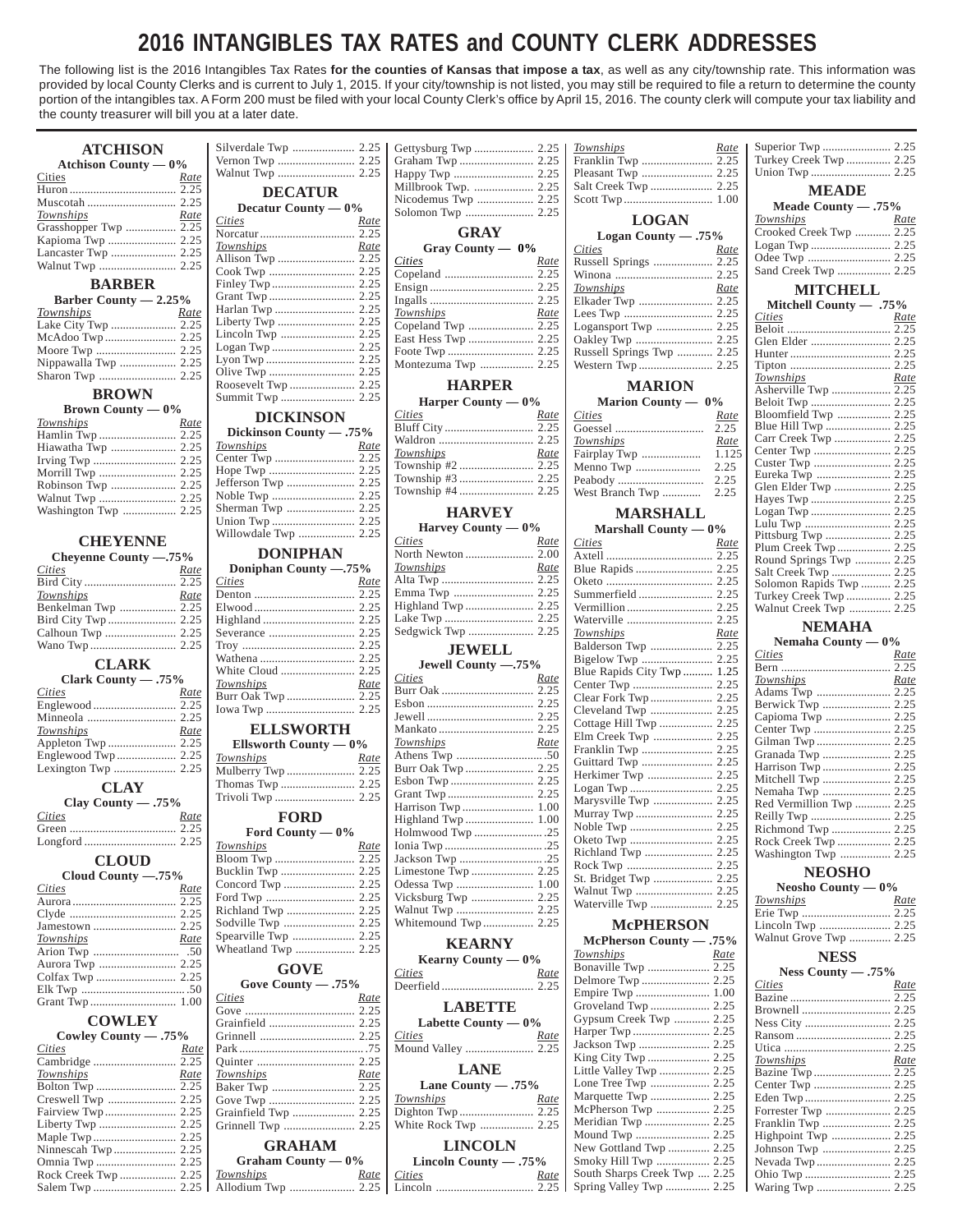# 2016 INTANGIBLES TAX RATES and COUNTY CLERK ADDRESSES

The following list is the 2016 Intangibles Tax Rates **for the counties of Kansas that impose a tax**, as well as any city/township rate. This information was provided by local County Clerks and is current to July 1, 2015. If your city/township is not listed, you may still be required to file a return to determine the county portion of the intangibles tax. A Form 200 must be filed with your local County Clerk's office by April 15, 2016. The county clerk will compute your tax liability and the county treasurer will bill you at a later date.

## ATCHISON

**Atchison County — 0%**

| Cities | Rate |
|---|---|
| Huron | 2.25 |
| Muscotah | 2.25 |
| **Townships** | **Rate** |
| Grasshopper Twp | 2.25 |
| Kapioma Twp | 2.25 |
| Lancaster Twp | 2.25 |
| Walnut Twp | 2.25 |

## BARBER

**Barber County — 2.25%**

| Townships | Rate |
|---|---|
| Lake City Twp | 2.25 |
| McAdoo Twp | 2.25 |
| Moore Twp | 2.25 |
| Nippawalla Twp | 2.25 |
| Sharon Twp | 2.25 |

## BROWN

**Brown County — 0%**

| Townships | Rate |
|---|---|
| Hamlin Twp | 2.25 |
| Hiawatha Twp | 2.25 |
| Irving Twp | 2.25 |
| Morrill Twp | 2.25 |
| Robinson Twp | 2.25 |
| Walnut Twp | 2.25 |
| Washington Twp | 2.25 |

## CHEYENNE

**Cheyenne County —.75%**

| Cities | Rate |
|---|---|
| Bird City | 2.25 |
| **Townships** | **Rate** |
| Benkelman Twp | 2.25 |
| Bird City Twp | 2.25 |
| Calhoun Twp | 2.25 |
| Wano Twp | 2.25 |

## CLARK

**Clark County — .75%**

| Cities | Rate |
|---|---|
| Englewood | 2.25 |
| Minneola | 2.25 |
| **Townships** | **Rate** |
| Appleton Twp | 2.25 |
| Englewood Twp | 2.25 |
| Lexington Twp | 2.25 |

## CLAY

**Clay County — .75%**

| Cities | Rate |
|---|---|
| Green | 2.25 |
| Longford | 2.25 |

## CLOUD

**Cloud County —.75%**

| Cities | Rate |
|---|---|
| Aurora | 2.25 |
| Clyde | 2.25 |
| Jamestown | 2.25 |
| **Townships** | **Rate** |
| Arion Twp | .50 |
| Aurora Twp | 2.25 |
| Colfax Twp | 2.25 |
| Elk Twp | .50 |
| Grant Twp | 1.00 |

## COWLEY

**Cowley County — .75%**

| Cities | Rate |
|---|---|
| Cambridge | 2.25 |
| **Townships** | **Rate** |
| Bolton Twp | 2.25 |
| Creswell Twp | 2.25 |
| Fairview Twp | 2.25 |
| Liberty Twp | 2.25 |
| Maple Twp | 2.25 |
| Ninnescah Twp | 2.25 |
| Omnia Twp | 2.25 |
| Rock Creek Twp | 2.25 |
| Salem Twp | 2.25 |
| Silverdale Twp | 2.25 |
| Vernon Twp | 2.25 |
| Walnut Twp | 2.25 |

## DECATUR

**Decatur County — 0%**

| Cities | Rate |
|---|---|
| Norcatur | 2.25 |
| **Townships** | **Rate** |
| Allison Twp | 2.25 |
| Cook Twp | 2.25 |
| Finley Twp | 2.25 |
| Grant Twp | 2.25 |
| Harlan Twp | 2.25 |
| Liberty Twp | 2.25 |
| Lincoln Twp | 2.25 |
| Logan Twp | 2.25 |
| Lyon Twp | 2.25 |
| Olive Twp | 2.25 |
| Roosevelt Twp | 2.25 |
| Summit Twp | 2.25 |

## DICKINSON

**Dickinson County — .75%**

| Townships | Rate |
|---|---|
| Center Twp | 2.25 |
| Hope Twp | 2.25 |
| Jefferson Twp | 2.25 |
| Noble Twp | 2.25 |
| Sherman Twp | 2.25 |
| Union Twp | 2.25 |
| Willowdale Twp | 2.25 |

## DONIPHAN

**Doniphan County —.75%**

| Cities | Rate |
|---|---|
| Denton | 2.25 |
| Elwood | 2.25 |
| Highland | 2.25 |
| Severance | 2.25 |
| Troy | 2.25 |
| Wathena | 2.25 |
| White Cloud | 2.25 |
| **Townships** | **Rate** |
| Burr Oak Twp | 2.25 |
| Iowa Twp | 2.25 |

## ELLSWORTH

**Ellsworth County — 0%**

| Townships | Rate |
|---|---|
| Mulberry Twp | 2.25 |
| Thomas Twp | 2.25 |
| Trivoli Twp | 2.25 |

## FORD

**Ford County — 0%**

| Townships | Rate |
|---|---|
| Bloom Twp | 2.25 |
| Bucklin Twp | 2.25 |
| Concord Twp | 2.25 |
| Ford Twp | 2.25 |
| Richland Twp | 2.25 |
| Sodville Twp | 2.25 |
| Spearville Twp | 2.25 |
| Wheatland Twp | 2.25 |

## GOVE

**Gove County — .75%**

| Cities | Rate |
|---|---|
| Gove | 2.25 |
| Grainfield | 2.25 |
| Grinnell | 2.25 |
| Park | .75 |
| Quinter | 2.25 |
| **Townships** | **Rate** |
| Baker Twp | 2.25 |
| Gove Twp | 2.25 |
| Grainfield Twp | 2.25 |
| Grinnell Twp | 2.25 |

## GRAHAM

**Graham County — 0%**

| Townships | Rate |
|---|---|
| Allodium Twp | 2.25 |
| Gettysburg Twp | 2.25 |
| Graham Twp | 2.25 |
| Happy Twp | 2.25 |
| Millbrook Twp. | 2.25 |
| Nicodemus Twp | 2.25 |
| Solomon Twp | 2.25 |

## GRAY

**Gray County — 0%**

| Cities | Rate |
|---|---|
| Copeland | 2.25 |
| Ensign | 2.25 |
| Ingalls | 2.25 |
| **Townships** | **Rate** |
| Copeland Twp | 2.25 |
| East Hess Twp | 2.25 |
| Foote Twp | 2.25 |
| Montezuma Twp | 2.25 |

## HARPER

**Harper County — 0%**

| Cities | Rate |
|---|---|
| Bluff City | 2.25 |
| Waldron | 2.25 |
| **Townships** | **Rate** |
| Township #2 | 2.25 |
| Township #3 | 2.25 |
| Township #4 | 2.25 |

## HARVEY

**Harvey County — 0%**

| Cities | Rate |
|---|---|
| North Newton | 2.00 |
| **Townships** | **Rate** |
| Alta Twp | 2.25 |
| Emma Twp | 2.25 |
| Highland Twp | 2.25 |
| Lake Twp | 2.25 |
| Sedgwick Twp | 2.25 |

## JEWELL

**Jewell County —.75%**

| Cities | Rate |
|---|---|
| Burr Oak | 2.25 |
| Esbon | 2.25 |
| Jewell | 2.25 |
| Mankato | 2.25 |
| **Townships** | **Rate** |
| Athens Twp | .50 |
| Burr Oak Twp | 2.25 |
| Esbon Twp | 2.25 |
| Grant Twp | 2.25 |
| Harrison Twp | 1.00 |
| Highland Twp | 1.00 |
| Holmwood Twp | .25 |
| Ionia Twp | .25 |
| Jackson Twp | .25 |
| Limestone Twp | 2.25 |
| Odessa Twp | 1.00 |
| Vicksburg Twp | 2.25 |
| Walnut Twp | 2.25 |
| Whitemound Twp | 2.25 |

## KEARNY

**Kearny County — 0%**

| Cities | Rate |
|---|---|
| Deerfield | 2.25 |

## LABETTE

**Labette County — 0%**

| Cities | Rate |
|---|---|
| Mound Valley | 2.25 |

## LANE

**Lane County — .75%**

| Townships | Rate |
|---|---|
| Dighton Twp | 2.25 |
| White Rock Twp | 2.25 |

## LINCOLN

**Lincoln County — .75%**

| Cities | Rate |
|---|---|
| Lincoln | 2.25 |
| **Townships** | **Rate** |
| Franklin Twp | 2.25 |
| Pleasant Twp | 2.25 |
| Salt Creek Twp | 2.25 |
| Scott Twp | 1.00 |

## LOGAN

**Logan County — .75%**

| Cities | Rate |
|---|---|
| Russell Springs | 2.25 |
| Winona | 2.25 |
| **Townships** | **Rate** |
| Elkader Twp | 2.25 |
| Lees Twp | 2.25 |
| Logansport Twp | 2.25 |
| Oakley Twp | 2.25 |
| Russell Springs Twp | 2.25 |
| Western Twp | 2.25 |

## MARION

**Marion County — 0%**

| Cities | Rate |
|---|---|
| Goessel | 2.25 |
| **Townships** | **Rate** |
| Fairplay Twp | 1.125 |
| Menno Twp | 2.25 |
| Peabody | 2.25 |
| West Branch Twp | 2.25 |

## MARSHALL

**Marshall County — 0%**

| Cities | Rate |
|---|---|
| Axtell | 2.25 |
| Blue Rapids | 2.25 |
| Oketo | 2.25 |
| Summerfield | 2.25 |
| Vermillion | 2.25 |
| Waterville | 2.25 |
| **Townships** | **Rate** |
| Balderson Twp | 2.25 |
| Bigelow Twp | 2.25 |
| Blue Rapids City Twp | 1.25 |
| Center Twp | 2.25 |
| Clear Fork Twp | 2.25 |
| Cleveland Twp | 2.25 |
| Cottage Hill Twp | 2.25 |
| Elm Creek Twp | 2.25 |
| Franklin Twp | 2.25 |
| Guittard Twp | 2.25 |
| Herkimer Twp | 2.25 |
| Logan Twp | 2.25 |
| Marysville Twp | 2.25 |
| Murray Twp | 2.25 |
| Noble Twp | 2.25 |
| Oketo Twp | 2.25 |
| Richland Twp | 2.25 |
| Rock Twp | 2.25 |
| St. Bridget Twp | 2.25 |
| Walnut Twp | 2.25 |
| Waterville Twp | 2.25 |

## McPHERSON

**McPherson County — .75%**

| Townships | Rate |
|---|---|
| Bonaville Twp | 2.25 |
| Delmore Twp | 2.25 |
| Empire Twp | 1.00 |
| Groveland Twp | 2.25 |
| Gypsum Creek Twp | 2.25 |
| Harper Twp | 2.25 |
| Jackson Twp | 2.25 |
| King City Twp | 2.25 |
| Little Valley Twp | 2.25 |
| Lone Tree Twp | 2.25 |
| Marquette Twp | 2.25 |
| McPherson Twp | 2.25 |
| Meridian Twp | 2.25 |
| Mound Twp | 2.25 |
| New Gottland Twp | 2.25 |
| Smoky Hill Twp | 2.25 |
| South Sharps Creek Twp | 2.25 |
| Spring Valley Twp | 2.25 |
| Superior Twp | 2.25 |
| Turkey Creek Twp | 2.25 |
| Union Twp | 2.25 |

## MEADE

**Meade County — .75%**

| Townships | Rate |
|---|---|
| Crooked Creek Twp | 2.25 |
| Logan Twp | 2.25 |
| Odee Twp | 2.25 |
| Sand Creek Twp | 2.25 |

## MITCHELL

**Mitchell County — .75%**

| Cities | Rate |
|---|---|
| Beloit | 2.25 |
| Glen Elder | 2.25 |
| Hunter | 2.25 |
| Tipton | 2.25 |
| **Townships** | **Rate** |
| Asherville Twp | 2.25 |
| Beloit Twp | 2.25 |
| Bloomfield Twp | 2.25 |
| Blue Hill Twp | 2.25 |
| Carr Creek Twp | 2.25 |
| Center Twp | 2.25 |
| Custer Twp | 2.25 |
| Eureka Twp | 2.25 |
| Glen Elder Twp | 2.25 |
| Hayes Twp | 2.25 |
| Logan Twp | 2.25 |
| Lulu Twp | 2.25 |
| Pittsburg Twp | 2.25 |
| Plum Creek Twp | 2.25 |
| Round Springs Twp | 2.25 |
| Salt Creek Twp | 2.25 |
| Solomon Rapids Twp | 2.25 |
| Turkey Creek Twp | 2.25 |
| Walnut Creek Twp | 2.25 |

## NEMAHA

**Nemaha County — 0%**

| Cities | Rate |
|---|---|
| Bern | 2.25 |
| **Townships** | **Rate** |
| Adams Twp | 2.25 |
| Berwick Twp | 2.25 |
| Capioma Twp | 2.25 |
| Center Twp | 2.25 |
| Gilman Twp | 2.25 |
| Granada Twp | 2.25 |
| Harrison Twp | 2.25 |
| Mitchell Twp | 2.25 |
| Nemaha Twp | 2.25 |
| Red Vermillion Twp | 2.25 |
| Reilly Twp | 2.25 |
| Richmond Twp | 2.25 |
| Rock Creek Twp | 2.25 |
| Washington Twp | 2.25 |

## NEOSHO

**Neosho County — 0%**

| Townships | Rate |
|---|---|
| Erie Twp | 2.25 |
| Lincoln Twp | 2.25 |
| Walnut Grove Twp | 2.25 |

## NESS

**Ness County — .75%**

| Cities | Rate |
|---|---|
| Bazine | 2.25 |
| Brownell | 2.25 |
| Ness City | 2.25 |
| Ransom | 2.25 |
| Utica | 2.25 |
| **Townships** | **Rate** |
| Bazine Twp | 2.25 |
| Center Twp | 2.25 |
| Eden Twp | 2.25 |
| Forrester Twp | 2.25 |
| Franklin Twp | 2.25 |
| Highpoint Twp | 2.25 |
| Johnson Twp | 2.25 |
| Nevada Twp | 2.25 |
| Ohio Twp | 2.25 |
| Waring Twp | 2.25 |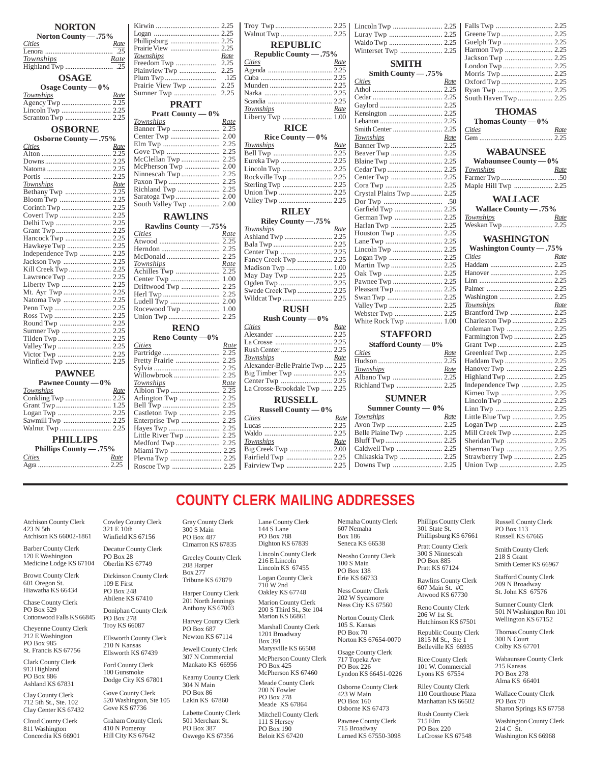## NORTON

**Norton County — .75%**

| *Cities* | *Rate* |
|---|---|
| Lenora | .25 |
| *Townships* | *Rate* |
| Highland Twp | .25 |

## OSAGE

**Osage County — 0%**

| *Townships* | *Rate* |
|---|---|
| Agency Twp | 2.25 |
| Lincoln Twp | 2.25 |
| Scranton Twp | 2.25 |

## OSBORNE

**Osborne County — .75%**

| *Cities* | *Rate* |
|---|---|
| Alton | 2.25 |
| Downs | 2.25 |
| Natoma | 2.25 |
| Portis | 2.25 |
| *Townships* | *Rate* |
| Bethany Twp | 2.25 |
| Bloom Twp | 2.25 |
| Corinth Twp | 2.25 |
| Covert Twp | 2.25 |
| Delhi Twp | 2.25 |
| Grant Twp | 2.25 |
| Hancock Twp | 2.25 |
| Hawkeye Twp | 2.25 |
| Independence Twp | 2.25 |
| Jackson Twp | 2.25 |
| Kill Creek Twp | 2.25 |
| Lawrence Twp | 2.25 |
| Liberty Twp | 2.25 |
| Mt. Ayr Twp | 2.25 |
| Natoma Twp | 2.25 |
| Penn Twp | 2.25 |
| Ross Twp | 2.25 |
| Round Twp | 2.25 |
| Sumner Twp | 2.25 |
| Tilden Twp | 2.25 |
| Valley Twp | 2.25 |
| Victor Twp | 2.25 |
| Winfield Twp | 2.25 |

## PAWNEE

**Pawnee County — 0%**

| *Townships* | *Rate* |
|---|---|
| Conkling Twp | 2.25 |
| Grant Twp | 1.25 |
| Logan Twp | 2.25 |
| Sawmill Twp | 2.25 |
| Walnut Twp | 2.25 |

## PHILLIPS

**Phillips County — .75%**

| *Cities* | *Rate* |
|---|---|
| Agra | 2.25 |
| Kirwin | 2.25 |
| Logan | 2.25 |
| Phillipsburg | 2.25 |
| Prairie View | 2.25 |
| *Townships* | *Rate* |
| Freedom Twp | 2.25 |
| Plainview Twp | 2.25 |
| Plum Twp | .125 |
| Prairie View Twp | 2.25 |
| Sumner Twp | 2.25 |

## PRATT

**Pratt County — 0%**

| *Townships* | *Rate* |
|---|---|
| Banner Twp | 2.25 |
| Center Twp | 2.00 |
| Elm Twp | 2.25 |
| Gove Twp | 2.25 |
| McClellan Twp | 2.25 |
| McPherson Twp | 2.00 |
| Ninnescah Twp | 2.25 |
| Paxon Twp | 2.25 |
| Richland Twp | 2.25 |
| Saratoga Twp | 2.00 |
| South Valley Twp | 2.00 |

## RAWLINS

**Rawlins County — .75%**

| *Cities* | *Rate* |
|---|---|
| Atwood | 2.25 |
| Herndon | 2.25 |
| McDonald | 2.25 |
| *Townships* | *Rate* |
| Achilles Twp | 2.25 |
| Center Twp | 1.00 |
| Driftwood Twp | 2.25 |
| Herl Twp | 2.25 |
| Ludell Twp | 2.00 |
| Rocewood Twp | 1.00 |
| Union Twp | 2.25 |

## RENO

**Reno County — 0%**

| *Cities* | *Rate* |
|---|---|
| Partridge | 2.25 |
| Pretty Prairie | 2.25 |
| Sylvia | 2.25 |
| Willowbrook | 2.25 |
| *Townships* | *Rate* |
| Albion Twp | 2.25 |
| Arlington Twp | 2.25 |
| Bell Twp | 2.25 |
| Castleton Twp | 2.25 |
| Enterprise Twp | 2.25 |
| Hayes Twp | 2.25 |
| Little River Twp | 2.25 |
| Medford Twp | 2.25 |
| Miami Twp | 2.25 |
| Plevna Twp | 2.25 |
| Roscoe Twp | 2.25 |
| Troy Twp | 2.25 |
| Walnut Twp | 2.25 |

## REPUBLIC

**Republic County — .75%**

| *Cities* | *Rate* |
|---|---|
| Agenda | 2.25 |
| Cuba | 2.25 |
| Munden | 2.25 |
| Narka | 2.25 |
| Scandia | 2.25 |
| *Townships* | *Rate* |
| Liberty Twp | 1.00 |

## RICE

**Rice County — 0%**

| *Townships* | *Rate* |
|---|---|
| Bell Twp | 2.25 |
| Eureka Twp | 2.25 |
| Lincoln Twp | 2.25 |
| Rockville Twp | 2.25 |
| Sterling Twp | 2.25 |
| Union Twp | 2.25 |
| Valley Twp | 2.25 |

## RILEY

**Riley County — .75%**

| *Townships* | *Rate* |
|---|---|
| Ashland Twp | 2.25 |
| Bala Twp | 2.25 |
| Center Twp | 2.25 |
| Fancy Creek Twp | 2.25 |
| Madison Twp | 1.00 |
| May Day Twp | 2.25 |
| Ogden Twp | 2.25 |
| Swede Creek Twp | 2.25 |
| Wildcat Twp | 2.25 |

## RUSH

**Rush County — 0%**

| *Cities* | *Rate* |
|---|---|
| Alexander | 2.25 |
| La Crosse | 2.25 |
| Rush Center | 2.25 |
| *Townships* | *Rate* |
| Alexander-Belle Prairie Twp | 2.25 |
| Big Timber Twp | 2.25 |
| Center Twp | 2.25 |
| La Crosse-Brookdale Twp | 2.25 |

## RUSSELL

**Russell County — 0%**

| *Cities* | *Rate* |
|---|---|
| Lucas | 2.25 |
| Waldo | 2.25 |
| *Townships* | *Rate* |
| Big Creek Twp | 2.00 |
| Fairfield Twp | 2.25 |
| Fairview Twp | 2.25 |
| Lincoln Twp | 2.25 |
| Luray Twp | 2.25 |
| Waldo Twp | 2.25 |
| Winterset Twp | 2.25 |

## SMITH

**Smith County — .75%**

| *Cities* | *Rate* |
|---|---|
| Athol | 2.25 |
| Cedar | 2.25 |
| Gaylord | 2.25 |
| Kensington | 2.25 |
| Lebanon | 2.25 |
| Smith Center | 2.25 |
| *Townships* | *Rate* |
| Banner Twp | 2.25 |
| Beaver Twp | 2.25 |
| Blaine Twp | 2.25 |
| Cedar Twp | 2.25 |
| Center Twp | 2.25 |
| Cora Twp | 2.25 |
| Crystal Plains Twp | 2.25 |
| Dor Twp | .50 |
| Garfield Twp | 2.25 |
| German Twp | 2.25 |
| Harlan Twp | 2.25 |
| Houston Twp | 2.25 |
| Lane Twp | 2.25 |
| Lincoln Twp | 2.25 |
| Logan Twp | 2.25 |
| Martin Twp | 2.25 |
| Oak Twp | 2.25 |
| Pawnee Twp | 2.25 |
| Pleasant Twp | 2.25 |
| Swan Twp | 2.25 |
| Valley Twp | 2.25 |
| Webster Twp | 2.25 |
| White Rock Twp | 1.00 |

## STAFFORD

**Stafford County — 0%**

| *Cities* | *Rate* |
|---|---|
| Hudson | 2.25 |
| *Townships* | *Rate* |
| Albano Twp | 2.25 |
| Richland Twp | 2.25 |

## SUMNER

**Sumner County — 0%**

| *Townships* | *Rate* |
|---|---|
| Avon Twp | 2.25 |
| Belle Plaine Twp | 2.25 |
| Bluff Twp | 2.25 |
| Caldwell Twp | 2.25 |
| Chikaskia Twp | 2.25 |
| Downs Twp | 2.25 |
| Falls Twp | 2.25 |
| Greene Twp | 2.25 |
| Guelph Twp | 2.25 |
| Harmon Twp | 2.25 |
| Jackson Twp | 2.25 |
| London Twp | 2.25 |
| Morris Twp | 2.25 |
| Oxford Twp | 2.25 |
| Ryan Twp | 2.25 |
| South Haven Twp | 2.25 |

## THOMAS

**Thomas County — 0%**

| *Cities* | *Rate* |
|---|---|
| Gem | 2.25 |

## WABAUNSEE

**Wabaunsee County — 0%**

| *Townships* | *Rate* |
|---|---|
| Farmer Twp | .50 |
| Maple Hill Twp | 2.25 |

## WALLACE

**Wallace County — .75%**

| *Townships* | *Rate* |
|---|---|
| Weskan Twp | 2.25 |

## WASHINGTON

**Washington County — .75%**

| *Cities* | *Rate* |
|---|---|
| Haddam | 2.25 |
| Hanover | 2.25 |
| Linn | 2.25 |
| Palmer | 2.25 |
| Washington | 2.25 |
| *Townships* | *Rate* |
| Brantford Twp | 2.25 |
| Charleston Twp | 2.25 |
| Coleman Twp | 2.25 |
| Farmington Twp | 2.25 |
| Grant Twp | 2.25 |
| Greenleaf Twp | 2.25 |
| Haddam Twp | 2.25 |
| Hanover Twp | 2.25 |
| Highland Twp | 2.25 |
| Independence Twp | 2.25 |
| Kimeo Twp | 2.25 |
| Lincoln Twp | 2.25 |
| Linn Twp | 2.25 |
| Little Blue Twp | 2.25 |
| Logan Twp | 2.25 |
| Mill Creek Twp | 2.25 |
| Sheridan Twp | 2.25 |
| Sherman Twp | 2.25 |
| Strawberry Twp | 2.25 |
| Union Twp | 2.25 |

# COUNTY CLERK MAILING ADDRESSES

Atchison County Clerk
423 N 5th
Atchison KS 66002-1861

Barber County Clerk
120 E Washington
Medicine Lodge KS 67104

Brown County Clerk
601 Oregon St.
Hiawatha KS 66434

Chase County Clerk
PO Box 529
Cottonwood Falls KS 66845

Cheyenne County Clerk
212 E Washington
PO Box 985
St. Francis KS 67756

Clark County Clerk
913 Highland
PO Box 886
Ashland KS 67831

Clay County Clerk
712 5th St., Ste. 102
Clay Center KS 67432

Cloud County Clerk
811 Washington
Concordia KS 66901

Cowley County Clerk
321 E 10th
Winfield KS 67156

Decatur County Clerk
PO Box 28
Oberlin KS 67749

Dickinson County Clerk
109 E First
PO Box 248
Abilene KS 67410

Doniphan County Clerk
PO Box 278
Troy KS 66087

Ellsworth County Clerk
210 N Kansas
Ellsworth KS 67439

Ford County Clerk
100 Gunsmoke
Dodge City KS 67801

Gove County Clerk
520 Washington, Ste 105
Gove KS 67736

Graham County Clerk
410 N Pomeroy
Hill City KS 67642

Gray County Clerk
300 S Main
PO Box 487
Cimarron KS 67835

Greeley County Clerk
208 Harper
Box 277
Tribune KS 67879

Harper County Clerk
201 North Jennings
Anthony KS 67003

Harvey County Clerk
PO Box 687
Newton KS 67114

Jewell County Clerk
307 N Commercial
Mankato KS 66956

Kearny County Clerk
304 N Main
PO Box 86
Lakin KS 67860

Labette County Clerk
501 Merchant St.
PO Box 387
Oswego KS 67356

Lane County Clerk
144 S Lane
PO Box 788
Dighton KS 67839

Lincoln County Clerk
216 E Lincoln
Lincoln KS 67455

Logan County Clerk
710 W 2nd
Oakley KS 67748

Marion County Clerk
200 S Third St., Ste 104
Marion KS 66861

Marshall County Clerk
1201 Broadway
Box 391
Marysville KS 66508

McPherson County Clerk
PO Box 425
McPherson KS 67460

Meade County Clerk
200 N Fowler
PO Box 278
Meade KS 67864

Mitchell County Clerk
111 S Hersey
PO Box 190
Beloit KS 67420

Nemaha County Clerk
607 Nemaha
Box 186
Seneca KS 66538

Neosho County Clerk
100 S Main
PO Box 138
Erie KS 66733

Ness County Clerk
202 W Sycamore
Ness City KS 67560

Norton County Clerk
105 S. Kansas
PO Box 70
Norton KS 67654-0070

Osage County Clerk
717 Topeka Ave
PO Box 226
Lyndon KS 66451-0226

Osborne County Clerk
423 W Main
PO Box 160
Osborne KS 67473

Pawnee County Clerk
715 Broadway
Larned KS 67550-3098

Phillips County Clerk
301 State St.
Phillipsburg KS 67661

Pratt County Clerk
300 S Ninnescah
PO Box 885
Pratt KS 67124

Rawlins County Clerk
607 Main St. #C
Atwood KS 67730

Reno County Clerk
206 W 1st St.
Hutchinson KS 67501

Republic County Clerk
1815 M St., Ste 1
Belleville KS 66935

Rice County Clerk
101 W. Commercial
Lyons KS 67554

Riley County Clerk
110 Courthouse Plaza
Manhattan KS 66502

Rush County Clerk
715 Elm
PO Box 220
LaCrosse KS 67548

Russell County Clerk
PO Box 113
Russell KS 67665

Smith County Clerk
218 S Grant
Smith Center KS 66967

Stafford County Clerk
209 N Broadway
St. John KS 67576

Sumner County Clerk
501 N Washington Rm 101
Wellington KS 67152

Thomas County Clerk
300 N Court
Colby KS 67701

Wabaunsee County Clerk
215 Kansas
PO Box 278
Alma KS 66401

Wallace County Clerk
PO Box 70
Sharon Springs KS 67758

Washington County Clerk
214 C St.
Washington KS 66968